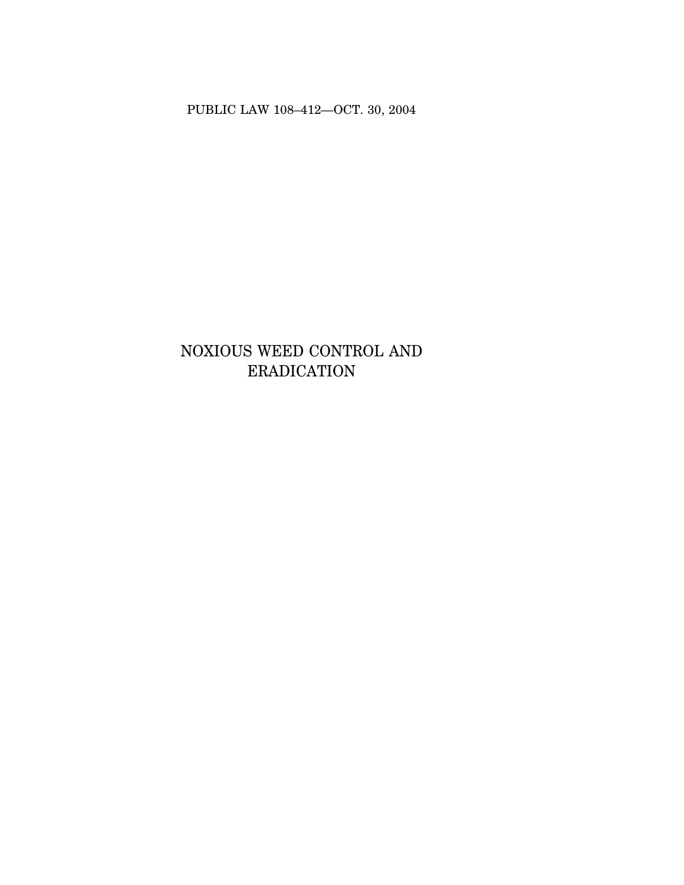PUBLIC LAW 108–412—OCT. 30, 2004

# NOXIOUS WEED CONTROL AND ERADICATION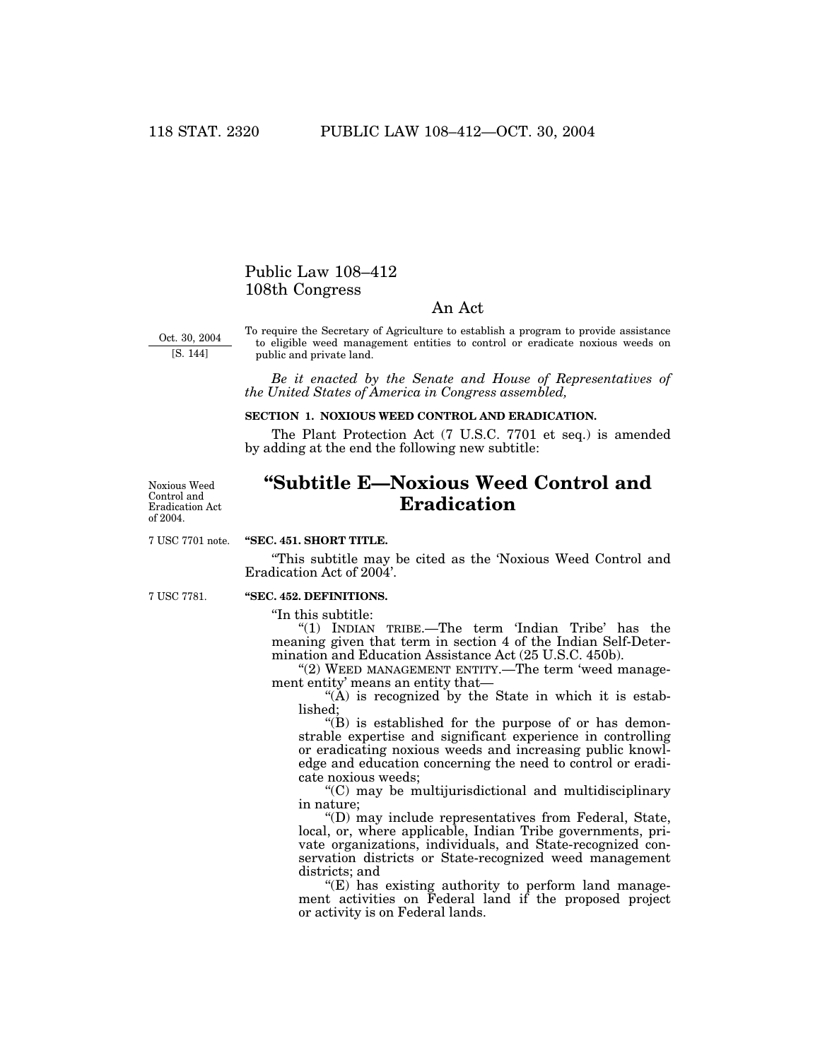# Public Law 108–412
# 108th Congress

## An Act

Oct. 30, 2004
[S. 144]

To require the Secretary of Agriculture to establish a program to provide assistance to eligible weed management entities to control or eradicate noxious weeds on public and private land.

*Be it enacted by the Senate and House of Representatives of the United States of America in Congress assembled,*

**SECTION 1. NOXIOUS WEED CONTROL AND ERADICATION.**

The Plant Protection Act (7 U.S.C. 7701 et seq.) is amended by adding at the end the following new subtitle:

Noxious Weed Control and Eradication Act of 2004.

## "Subtitle E—Noxious Weed Control and Eradication

7 USC 7701 note.

**"SEC. 451. SHORT TITLE.**

"This subtitle may be cited as the 'Noxious Weed Control and Eradication Act of 2004'.

7 USC 7781.

**"SEC. 452. DEFINITIONS.**

"In this subtitle:

"(1) INDIAN TRIBE.—The term 'Indian Tribe' has the meaning given that term in section 4 of the Indian Self-Determination and Education Assistance Act (25 U.S.C. 450b).

"(2) WEED MANAGEMENT ENTITY.—The term 'weed management entity' means an entity that—

"(A) is recognized by the State in which it is established;

"(B) is established for the purpose of or has demonstrable expertise and significant experience in controlling or eradicating noxious weeds and increasing public knowledge and education concerning the need to control or eradicate noxious weeds;

"(C) may be multijurisdictional and multidisciplinary in nature;

"(D) may include representatives from Federal, State, local, or, where applicable, Indian Tribe governments, private organizations, individuals, and State-recognized conservation districts or State-recognized weed management districts; and

"(E) has existing authority to perform land management activities on Federal land if the proposed project or activity is on Federal lands.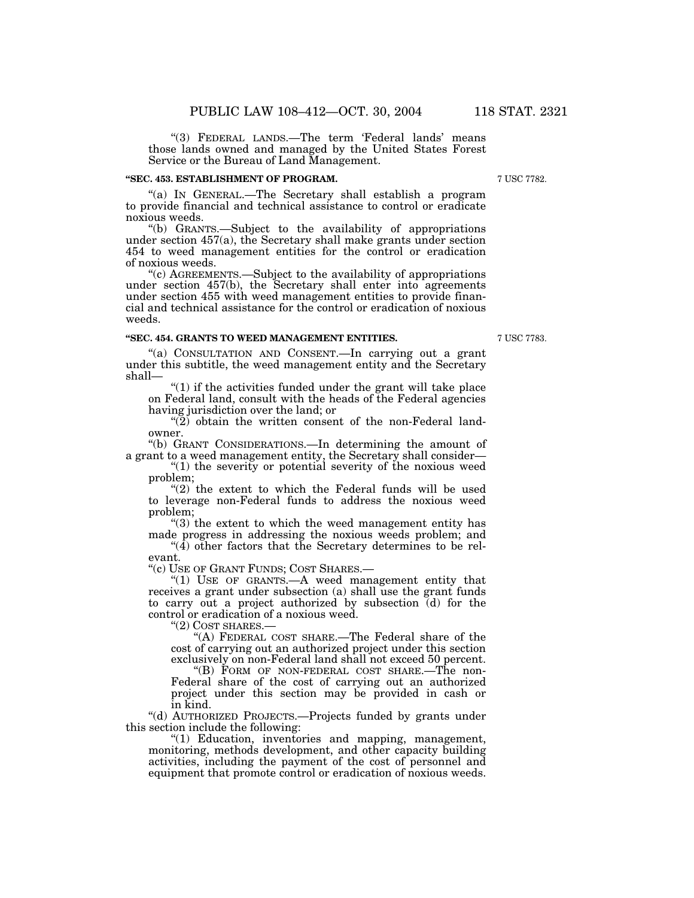"(3) FEDERAL LANDS.—The term 'Federal lands' means those lands owned and managed by the United States Forest Service or the Bureau of Land Management.

**"SEC. 453. ESTABLISHMENT OF PROGRAM.**

7 USC 7782.

"(a) IN GENERAL.—The Secretary shall establish a program to provide financial and technical assistance to control or eradicate noxious weeds.

"(b) GRANTS.—Subject to the availability of appropriations under section 457(a), the Secretary shall make grants under section 454 to weed management entities for the control or eradication of noxious weeds.

"(c) AGREEMENTS.—Subject to the availability of appropriations under section 457(b), the Secretary shall enter into agreements under section 455 with weed management entities to provide financial and technical assistance for the control or eradication of noxious weeds.

**"SEC. 454. GRANTS TO WEED MANAGEMENT ENTITIES.**

7 USC 7783.

"(a) CONSULTATION AND CONSENT.—In carrying out a grant under this subtitle, the weed management entity and the Secretary shall—

"(1) if the activities funded under the grant will take place on Federal land, consult with the heads of the Federal agencies having jurisdiction over the land; or

"(2) obtain the written consent of the non-Federal landowner.

"(b) GRANT CONSIDERATIONS.—In determining the amount of a grant to a weed management entity, the Secretary shall consider—

"(1) the severity or potential severity of the noxious weed problem;

"(2) the extent to which the Federal funds will be used to leverage non-Federal funds to address the noxious weed problem;

"(3) the extent to which the weed management entity has made progress in addressing the noxious weeds problem; and

"(4) other factors that the Secretary determines to be relevant.

"(c) USE OF GRANT FUNDS; COST SHARES.—

"(1) USE OF GRANTS.—A weed management entity that receives a grant under subsection (a) shall use the grant funds to carry out a project authorized by subsection (d) for the control or eradication of a noxious weed.

"(2) COST SHARES.—

"(A) FEDERAL COST SHARE.—The Federal share of the cost of carrying out an authorized project under this section exclusively on non-Federal land shall not exceed 50 percent.

"(B) FORM OF NON-FEDERAL COST SHARE.—The non-Federal share of the cost of carrying out an authorized project under this section may be provided in cash or in kind.

"(d) AUTHORIZED PROJECTS.—Projects funded by grants under this section include the following:

"(1) Education, inventories and mapping, management, monitoring, methods development, and other capacity building activities, including the payment of the cost of personnel and equipment that promote control or eradication of noxious weeds.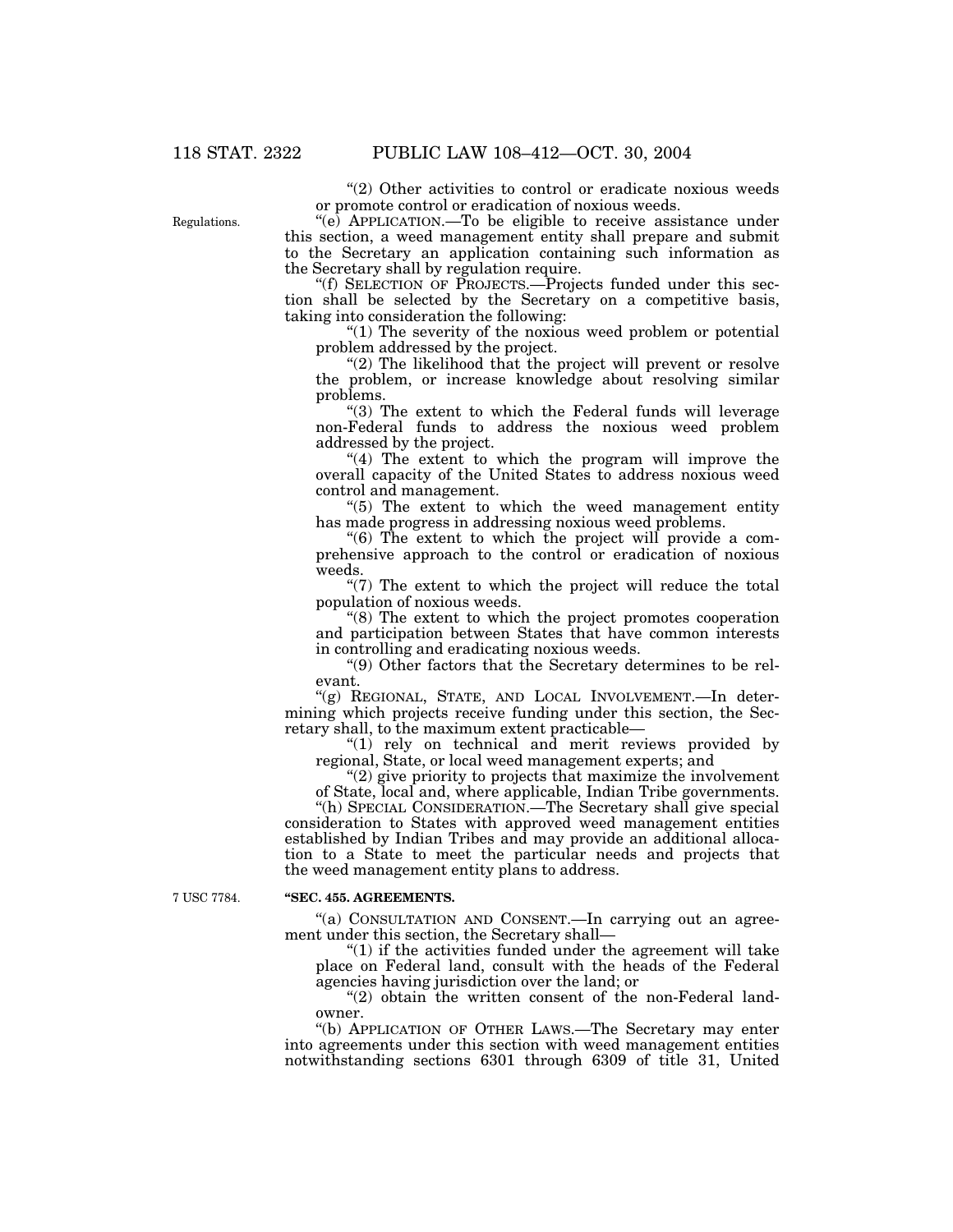"(2) Other activities to control or eradicate noxious weeds or promote control or eradication of noxious weeds.

Regulations.

"(e) APPLICATION.—To be eligible to receive assistance under this section, a weed management entity shall prepare and submit to the Secretary an application containing such information as the Secretary shall by regulation require.

"(f) SELECTION OF PROJECTS.—Projects funded under this section shall be selected by the Secretary on a competitive basis, taking into consideration the following:

"(1) The severity of the noxious weed problem or potential problem addressed by the project.

"(2) The likelihood that the project will prevent or resolve the problem, or increase knowledge about resolving similar problems.

"(3) The extent to which the Federal funds will leverage non-Federal funds to address the noxious weed problem addressed by the project.

"(4) The extent to which the program will improve the overall capacity of the United States to address noxious weed control and management.

"(5) The extent to which the weed management entity has made progress in addressing noxious weed problems.

"(6) The extent to which the project will provide a comprehensive approach to the control or eradication of noxious weeds.

"(7) The extent to which the project will reduce the total population of noxious weeds.

"(8) The extent to which the project promotes cooperation and participation between States that have common interests in controlling and eradicating noxious weeds.

"(9) Other factors that the Secretary determines to be relevant.

"(g) REGIONAL, STATE, AND LOCAL INVOLVEMENT.—In determining which projects receive funding under this section, the Secretary shall, to the maximum extent practicable—

"(1) rely on technical and merit reviews provided by regional, State, or local weed management experts; and

"(2) give priority to projects that maximize the involvement of State, local and, where applicable, Indian Tribe governments.

"(h) SPECIAL CONSIDERATION.—The Secretary shall give special consideration to States with approved weed management entities established by Indian Tribes and may provide an additional allocation to a State to meet the particular needs and projects that the weed management entity plans to address.

7 USC 7784.

**"SEC. 455. AGREEMENTS.**

"(a) CONSULTATION AND CONSENT.—In carrying out an agreement under this section, the Secretary shall—

"(1) if the activities funded under the agreement will take place on Federal land, consult with the heads of the Federal agencies having jurisdiction over the land; or

"(2) obtain the written consent of the non-Federal landowner.

"(b) APPLICATION OF OTHER LAWS.—The Secretary may enter into agreements under this section with weed management entities notwithstanding sections 6301 through 6309 of title 31, United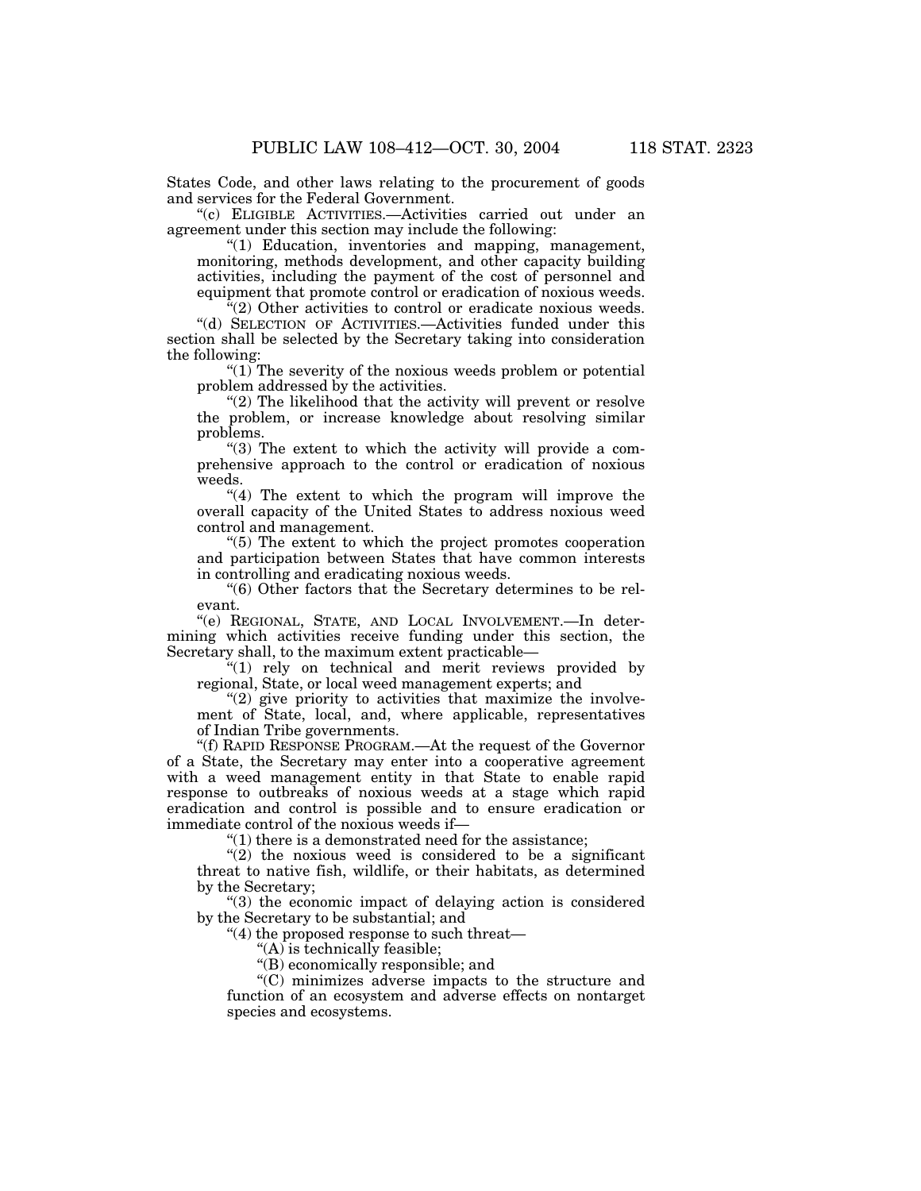States Code, and other laws relating to the procurement of goods and services for the Federal Government.

"(c) ELIGIBLE ACTIVITIES.—Activities carried out under an agreement under this section may include the following:

"(1) Education, inventories and mapping, management, monitoring, methods development, and other capacity building activities, including the payment of the cost of personnel and equipment that promote control or eradication of noxious weeds.

"(2) Other activities to control or eradicate noxious weeds.

"(d) SELECTION OF ACTIVITIES.—Activities funded under this section shall be selected by the Secretary taking into consideration the following:

"(1) The severity of the noxious weeds problem or potential problem addressed by the activities.

"(2) The likelihood that the activity will prevent or resolve the problem, or increase knowledge about resolving similar problems.

"(3) The extent to which the activity will provide a comprehensive approach to the control or eradication of noxious weeds.

"(4) The extent to which the program will improve the overall capacity of the United States to address noxious weed control and management.

"(5) The extent to which the project promotes cooperation and participation between States that have common interests in controlling and eradicating noxious weeds.

"(6) Other factors that the Secretary determines to be relevant.

"(e) REGIONAL, STATE, AND LOCAL INVOLVEMENT.—In determining which activities receive funding under this section, the Secretary shall, to the maximum extent practicable—

"(1) rely on technical and merit reviews provided by regional, State, or local weed management experts; and

"(2) give priority to activities that maximize the involvement of State, local, and, where applicable, representatives of Indian Tribe governments.

"(f) RAPID RESPONSE PROGRAM.—At the request of the Governor of a State, the Secretary may enter into a cooperative agreement with a weed management entity in that State to enable rapid response to outbreaks of noxious weeds at a stage which rapid eradication and control is possible and to ensure eradication or immediate control of the noxious weeds if—

"(1) there is a demonstrated need for the assistance;

"(2) the noxious weed is considered to be a significant threat to native fish, wildlife, or their habitats, as determined by the Secretary;

"(3) the economic impact of delaying action is considered by the Secretary to be substantial; and

"(4) the proposed response to such threat—

"(A) is technically feasible;

"(B) economically responsible; and

"(C) minimizes adverse impacts to the structure and function of an ecosystem and adverse effects on nontarget species and ecosystems.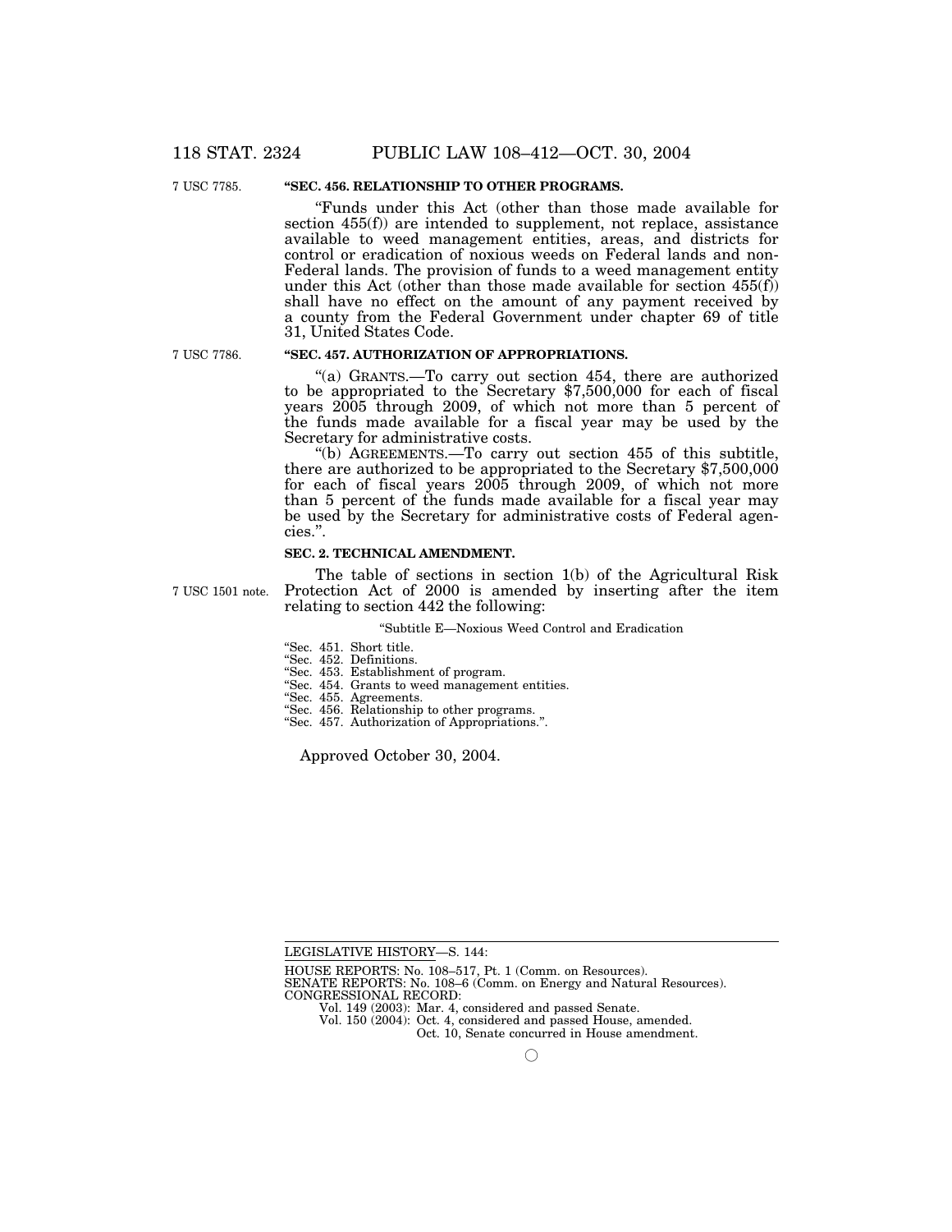7 USC 7785.

**"SEC. 456. RELATIONSHIP TO OTHER PROGRAMS.**

"Funds under this Act (other than those made available for section 455(f)) are intended to supplement, not replace, assistance available to weed management entities, areas, and districts for control or eradication of noxious weeds on Federal lands and non-Federal lands. The provision of funds to a weed management entity under this Act (other than those made available for section 455(f)) shall have no effect on the amount of any payment received by a county from the Federal Government under chapter 69 of title 31, United States Code.

7 USC 7786.

**"SEC. 457. AUTHORIZATION OF APPROPRIATIONS.**

"(a) GRANTS.—To carry out section 454, there are authorized to be appropriated to the Secretary $7,500,000 for each of fiscal years 2005 through 2009, of which not more than 5 percent of the funds made available for a fiscal year may be used by the Secretary for administrative costs.

"(b) AGREEMENTS.—To carry out section 455 of this subtitle, there are authorized to be appropriated to the Secretary $7,500,000 for each of fiscal years 2005 through 2009, of which not more than 5 percent of the funds made available for a fiscal year may be used by the Secretary for administrative costs of Federal agencies.".

**SEC. 2. TECHNICAL AMENDMENT.**

7 USC 1501 note.

The table of sections in section 1(b) of the Agricultural Risk Protection Act of 2000 is amended by inserting after the item relating to section 442 the following:

"Subtitle E—Noxious Weed Control and Eradication

"Sec. 451. Short title.
"Sec. 452. Definitions.
"Sec. 453. Establishment of program.
"Sec. 454. Grants to weed management entities.
"Sec. 455. Agreements.
"Sec. 456. Relationship to other programs.
"Sec. 457. Authorization of Appropriations.".

Approved October 30, 2004.

---

LEGISLATIVE HISTORY—S. 144:

HOUSE REPORTS: No. 108–517, Pt. 1 (Comm. on Resources).
SENATE REPORTS: No. 108–6 (Comm. on Energy and Natural Resources).
CONGRESSIONAL RECORD:
Vol. 149 (2003): Mar. 4, considered and passed Senate.
Vol. 150 (2004): Oct. 4, considered and passed House, amended.
Oct. 10, Senate concurred in House amendment.